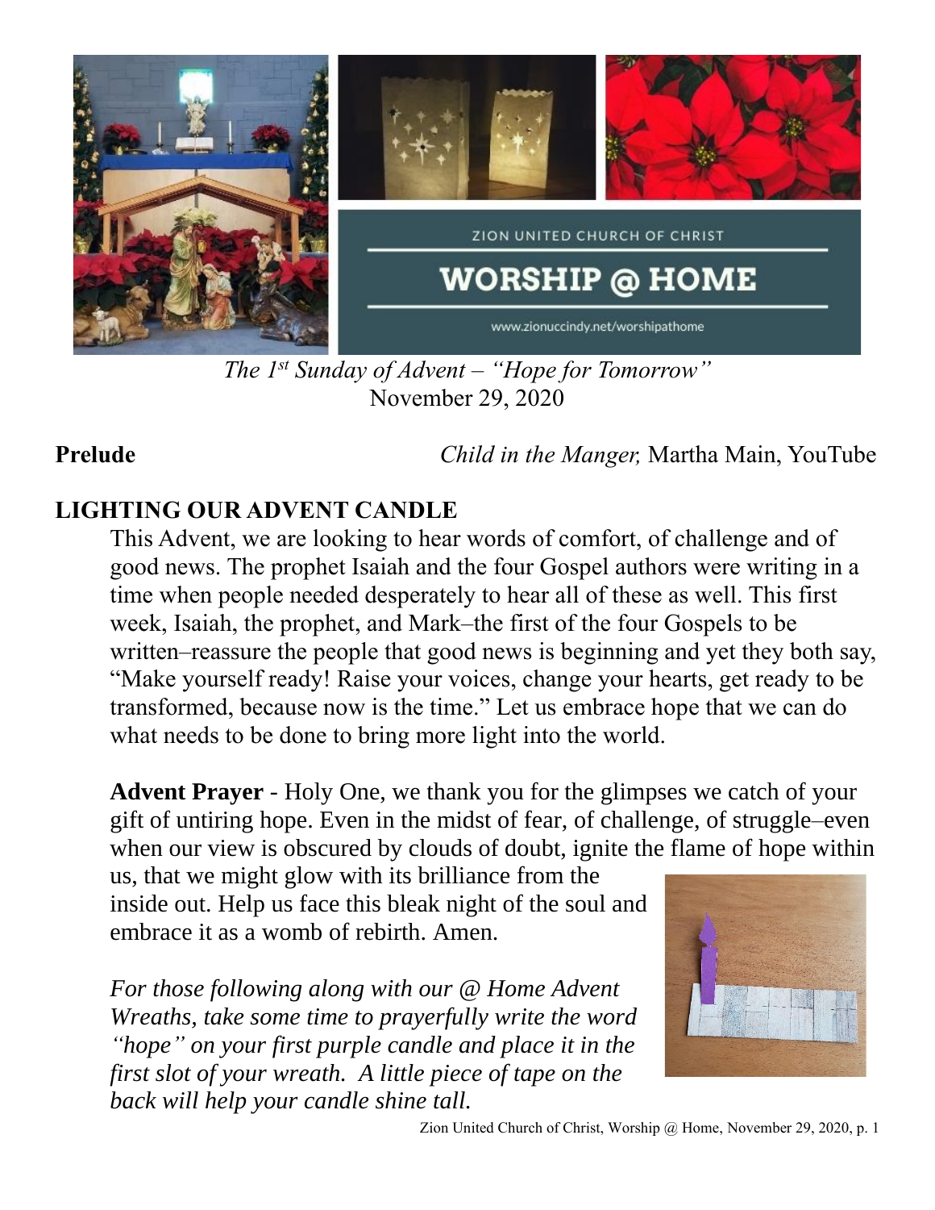ZION UNITED CHURCH OF CHRIST

# WORSHIP @ HOME

www.zionuccindy.net/worshipathome

*The 1st Sunday of Advent – "Hope for Tomorrow"*
November 29, 2020

**Prelude** *Child in the Manger,* Martha Main, YouTube

## LIGHTING OUR ADVENT CANDLE

This Advent, we are looking to hear words of comfort, of challenge and of good news. The prophet Isaiah and the four Gospel authors were writing in a time when people needed desperately to hear all of these as well. This first week, Isaiah, the prophet, and Mark–the first of the four Gospels to be written–reassure the people that good news is beginning and yet they both say, "Make yourself ready! Raise your voices, change your hearts, get ready to be transformed, because now is the time." Let us embrace hope that we can do what needs to be done to bring more light into the world.

**Advent Prayer** - Holy One, we thank you for the glimpses we catch of your gift of untiring hope. Even in the midst of fear, of challenge, of struggle–even when our view is obscured by clouds of doubt, ignite the flame of hope within us, that we might glow with its brilliance from the inside out. Help us face this bleak night of the soul and embrace it as a womb of rebirth. Amen.

*For those following along with our @ Home Advent Wreaths, take some time to prayerfully write the word "hope" on your first purple candle and place it in the first slot of your wreath. A little piece of tape on the back will help your candle shine tall.*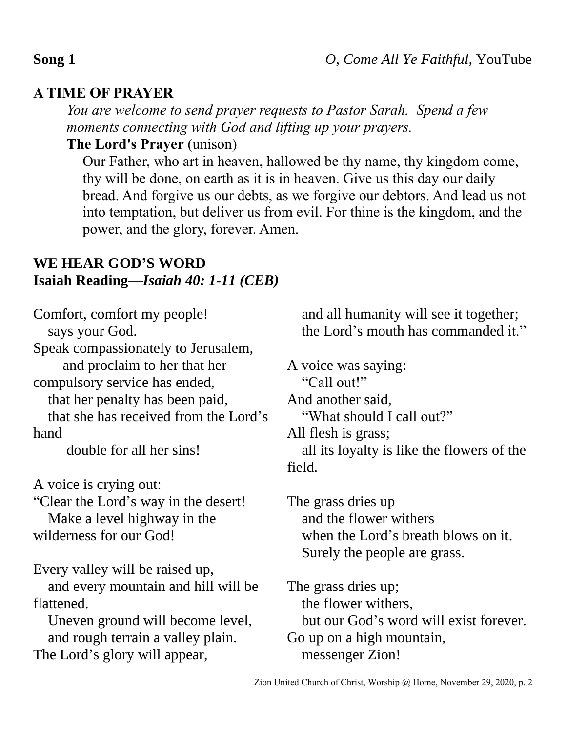**Song 1** *O, Come All Ye Faithful*, YouTube

## A TIME OF PRAYER

*You are welcome to send prayer requests to Pastor Sarah. Spend a few moments connecting with God and lifting up your prayers.*

**The Lord's Prayer** (unison)

Our Father, who art in heaven, hallowed be thy name, thy kingdom come, thy will be done, on earth as it is in heaven. Give us this day our daily bread. And forgive us our debts, as we forgive our debtors. And lead us not into temptation, but deliver us from evil. For thine is the kingdom, and the power, and the glory, forever. Amen.

## WE HEAR GOD'S WORD

**Isaiah Reading—*Isaiah 40: 1-11 (CEB)***

Comfort, comfort my people!
says your God.
Speak compassionately to Jerusalem,
and proclaim to her that her compulsory service has ended,
that her penalty has been paid,
that she has received from the Lord's hand
double for all her sins!

A voice is crying out:
"Clear the Lord's way in the desert!
Make a level highway in the wilderness for our God!

Every valley will be raised up,
and every mountain and hill will be flattened.
Uneven ground will become level,
and rough terrain a valley plain.
The Lord's glory will appear,
and all humanity will see it together;
the Lord's mouth has commanded it."

A voice was saying:
"Call out!"
And another said,
"What should I call out?"
All flesh is grass;
all its loyalty is like the flowers of the field.

The grass dries up
and the flower withers
when the Lord's breath blows on it.
Surely the people are grass.

The grass dries up;
the flower withers,
but our God's word will exist forever.
Go up on a high mountain,
messenger Zion!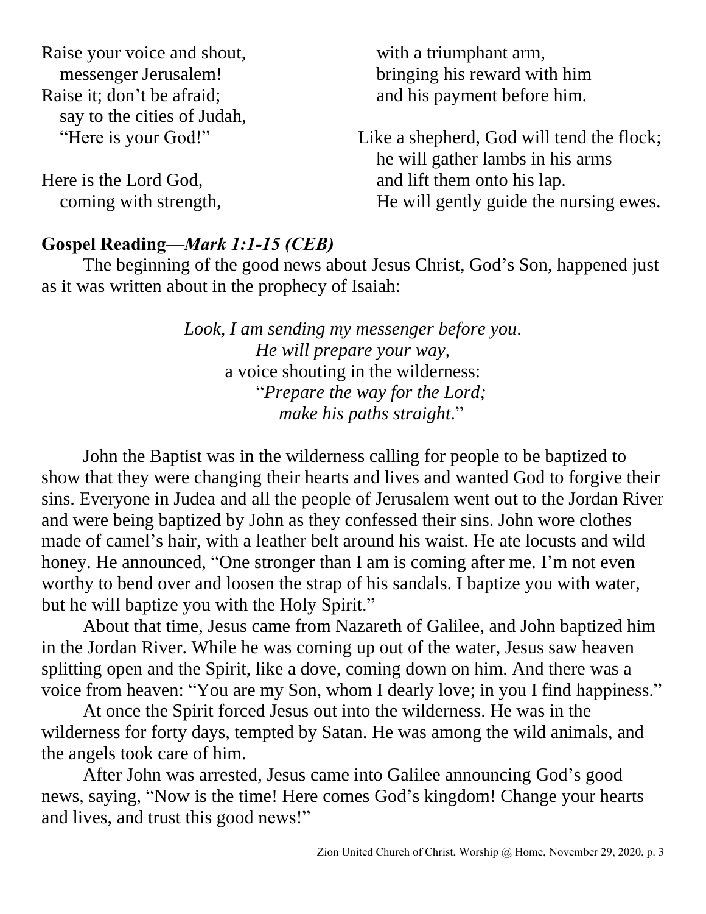Raise your voice and shout,
messenger Jerusalem!
Raise it; don't be afraid;
say to the cities of Judah,
"Here is your God!"

Here is the Lord God,
coming with strength,
with a triumphant arm,
bringing his reward with him
and his payment before him.

Like a shepherd, God will tend the flock;
he will gather lambs in his arms
and lift them onto his lap.
He will gently guide the nursing ewes.

**Gospel Reading—*Mark 1:1-15 (CEB)***

The beginning of the good news about Jesus Christ, God's Son, happened just as it was written about in the prophecy of Isaiah:

*Look, I am sending my messenger before you.*
*He will prepare your way,*
a voice shouting in the wilderness:
"*Prepare the way for the Lord;*
*make his paths straight*."

John the Baptist was in the wilderness calling for people to be baptized to show that they were changing their hearts and lives and wanted God to forgive their sins. Everyone in Judea and all the people of Jerusalem went out to the Jordan River and were being baptized by John as they confessed their sins. John wore clothes made of camel's hair, with a leather belt around his waist. He ate locusts and wild honey. He announced, "One stronger than I am is coming after me. I'm not even worthy to bend over and loosen the strap of his sandals. I baptize you with water, but he will baptize you with the Holy Spirit."

About that time, Jesus came from Nazareth of Galilee, and John baptized him in the Jordan River. While he was coming up out of the water, Jesus saw heaven splitting open and the Spirit, like a dove, coming down on him. And there was a voice from heaven: "You are my Son, whom I dearly love; in you I find happiness."

At once the Spirit forced Jesus out into the wilderness. He was in the wilderness for forty days, tempted by Satan. He was among the wild animals, and the angels took care of him.

After John was arrested, Jesus came into Galilee announcing God's good news, saying, "Now is the time! Here comes God's kingdom! Change your hearts and lives, and trust this good news!"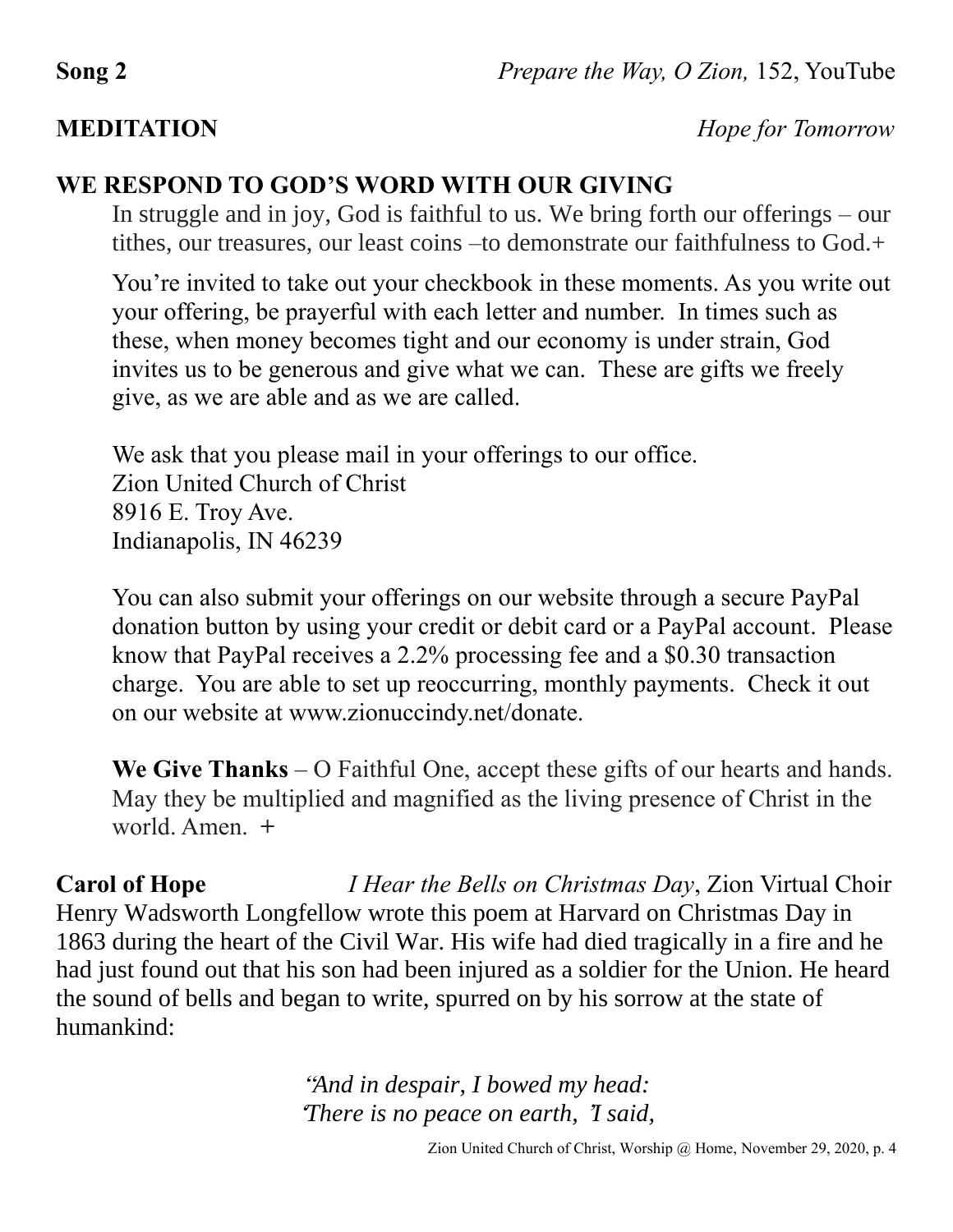**Song 2** *Prepare the Way, O Zion,* 152, YouTube

**MEDITATION** *Hope for Tomorrow*

## WE RESPOND TO GOD'S WORD WITH OUR GIVING

In struggle and in joy, God is faithful to us. We bring forth our offerings – our tithes, our treasures, our least coins –to demonstrate our faithfulness to God.+

You're invited to take out your checkbook in these moments. As you write out your offering, be prayerful with each letter and number. In times such as these, when money becomes tight and our economy is under strain, God invites us to be generous and give what we can. These are gifts we freely give, as we are able and as we are called.

We ask that you please mail in your offerings to our office.
Zion United Church of Christ
8916 E. Troy Ave.
Indianapolis, IN 46239

You can also submit your offerings on our website through a secure PayPal donation button by using your credit or debit card or a PayPal account. Please know that PayPal receives a 2.2% processing fee and a $0.30 transaction charge. You are able to set up reoccurring, monthly payments. Check it out on our website at www.zionuccindy.net/donate.

**We Give Thanks** – O Faithful One, accept these gifts of our hearts and hands. May they be multiplied and magnified as the living presence of Christ in the world. Amen. +

**Carol of Hope** *I Hear the Bells on Christmas Day*, Zion Virtual Choir

Henry Wadsworth Longfellow wrote this poem at Harvard on Christmas Day in 1863 during the heart of the Civil War. His wife had died tragically in a fire and he had just found out that his son had been injured as a soldier for the Union. He heard the sound of bells and began to write, spurred on by his sorrow at the state of humankind:

*"And in despair, I bowed my head:*
*'There is no peace on earth,' I said,*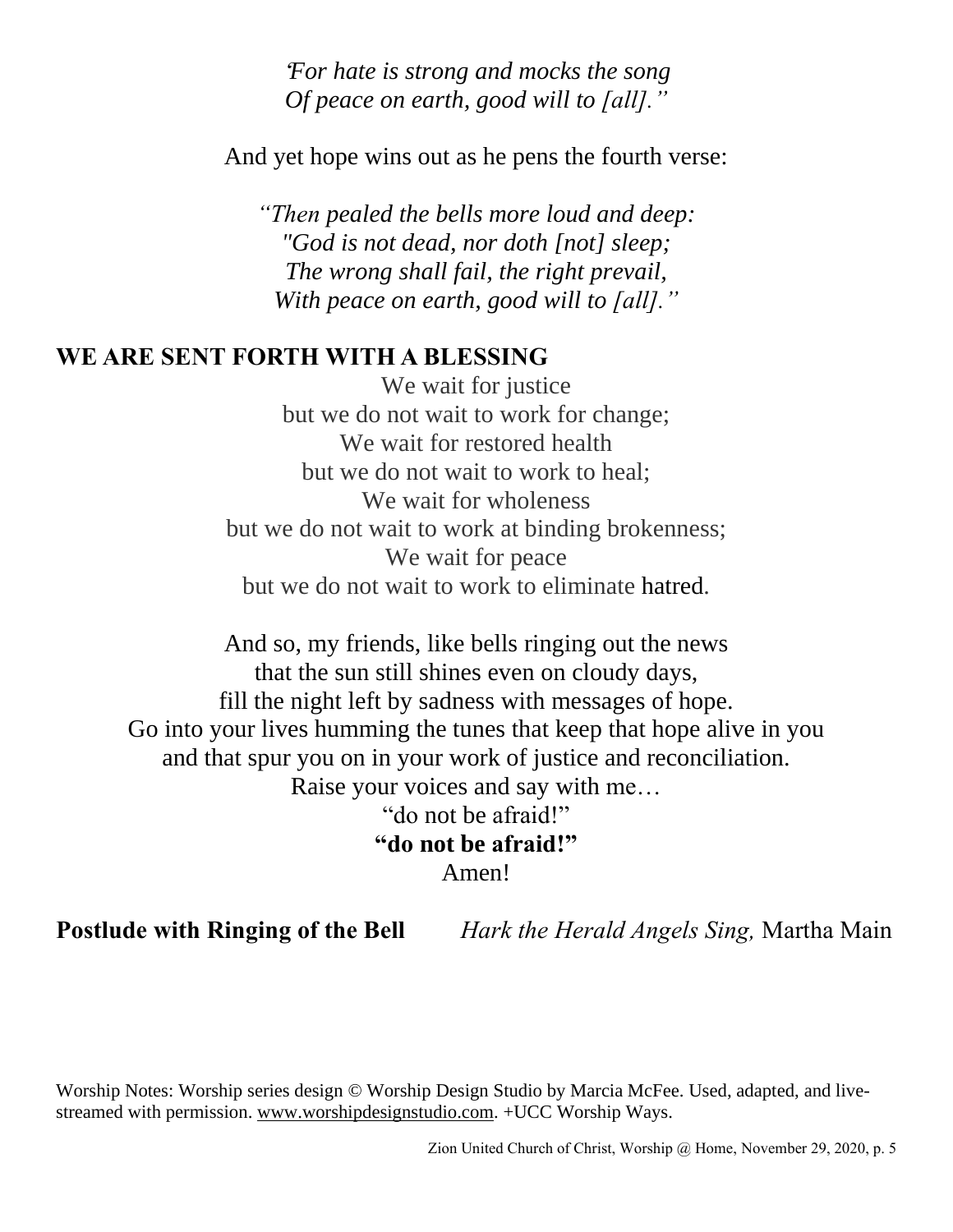*'For hate is strong and mocks the song*
*Of peace on earth, good will to [all]."*

And yet hope wins out as he pens the fourth verse:

*"Then pealed the bells more loud and deep:*
*"God is not dead, nor doth [not] sleep;*
*The wrong shall fail, the right prevail,*
*With peace on earth, good will to [all]."*

## WE ARE SENT FORTH WITH A BLESSING

We wait for justice
but we do not wait to work for change;
We wait for restored health
but we do not wait to work to heal;
We wait for wholeness
but we do not wait to work at binding brokenness;
We wait for peace
but we do not wait to work to eliminate hatred.

And so, my friends, like bells ringing out the news
that the sun still shines even on cloudy days,
fill the night left by sadness with messages of hope.
Go into your lives humming the tunes that keep that hope alive in you
and that spur you on in your work of justice and reconciliation.
Raise your voices and say with me…
"do not be afraid!"
**"do not be afraid!"**
Amen!

**Postlude with Ringing of the Bell** *Hark the Herald Angels Sing,* Martha Main

Worship Notes: Worship series design © Worship Design Studio by Marcia McFee. Used, adapted, and live-streamed with permission. www.worshipdesignstudio.com. +UCC Worship Ways.